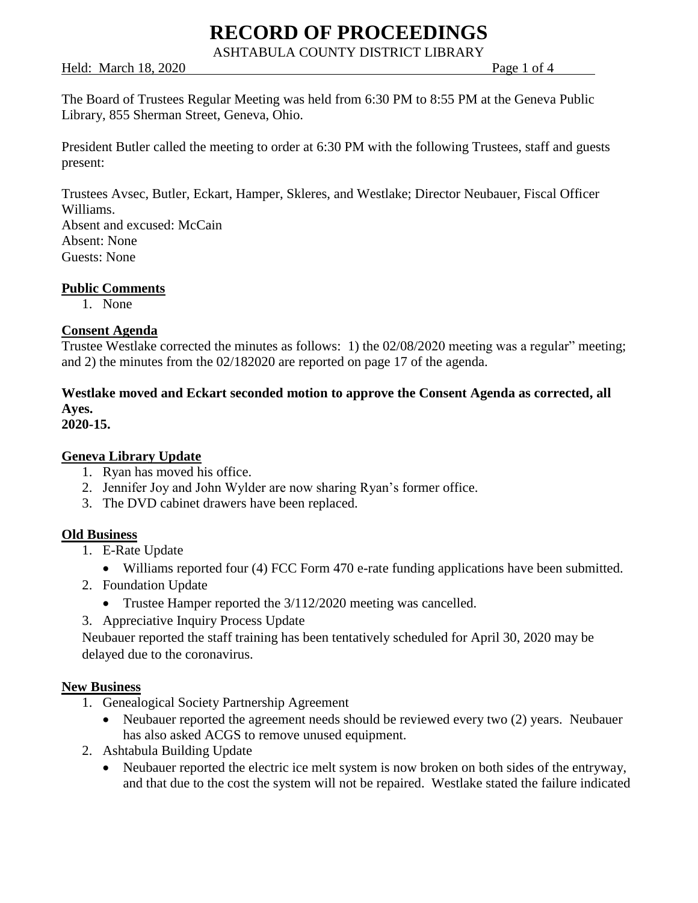# RECORD OF PROCEEDINGS

ASHTABULA COUNTY DISTRICT LIBRARY

Held: March 18, 2020

The Board of Trustees Regular Meeting was held from 6:30 PM to 8:55 PM at the Geneva Public Library, 855 Sherman Street, Geneva, Ohio.

President Butler called the meeting to order at 6:30 PM with the following Trustees, staff and guests present:

Trustees Avsec, Butler, Eckart, Hamper, Skleres, and Westlake; Director Neubauer, Fiscal Officer Williams.
Absent and excused: McCain
Absent: None
Guests: None

**Public Comments**

1. None

**Consent Agenda**

Trustee Westlake corrected the minutes as follows: 1) the 02/08/2020 meeting was a regular" meeting; and 2) the minutes from the 02/182020 are reported on page 17 of the agenda.

**Westlake moved and Eckart seconded motion to approve the Consent Agenda as corrected, all Ayes.**
**2020-15.**

**Geneva Library Update**

1. Ryan has moved his office.
2. Jennifer Joy and John Wylder are now sharing Ryan's former office.
3. The DVD cabinet drawers have been replaced.

**Old Business**

1. E-Rate Update
   - Williams reported four (4) FCC Form 470 e-rate funding applications have been submitted.
2. Foundation Update
   - Trustee Hamper reported the 3/112/2020 meeting was cancelled.
3. Appreciative Inquiry Process Update

Neubauer reported the staff training has been tentatively scheduled for April 30, 2020 may be delayed due to the coronavirus.

**New Business**

1. Genealogical Society Partnership Agreement
   - Neubauer reported the agreement needs should be reviewed every two (2) years. Neubauer has also asked ACGS to remove unused equipment.
2. Ashtabula Building Update
   - Neubauer reported the electric ice melt system is now broken on both sides of the entryway, and that due to the cost the system will not be repaired. Westlake stated the failure indicated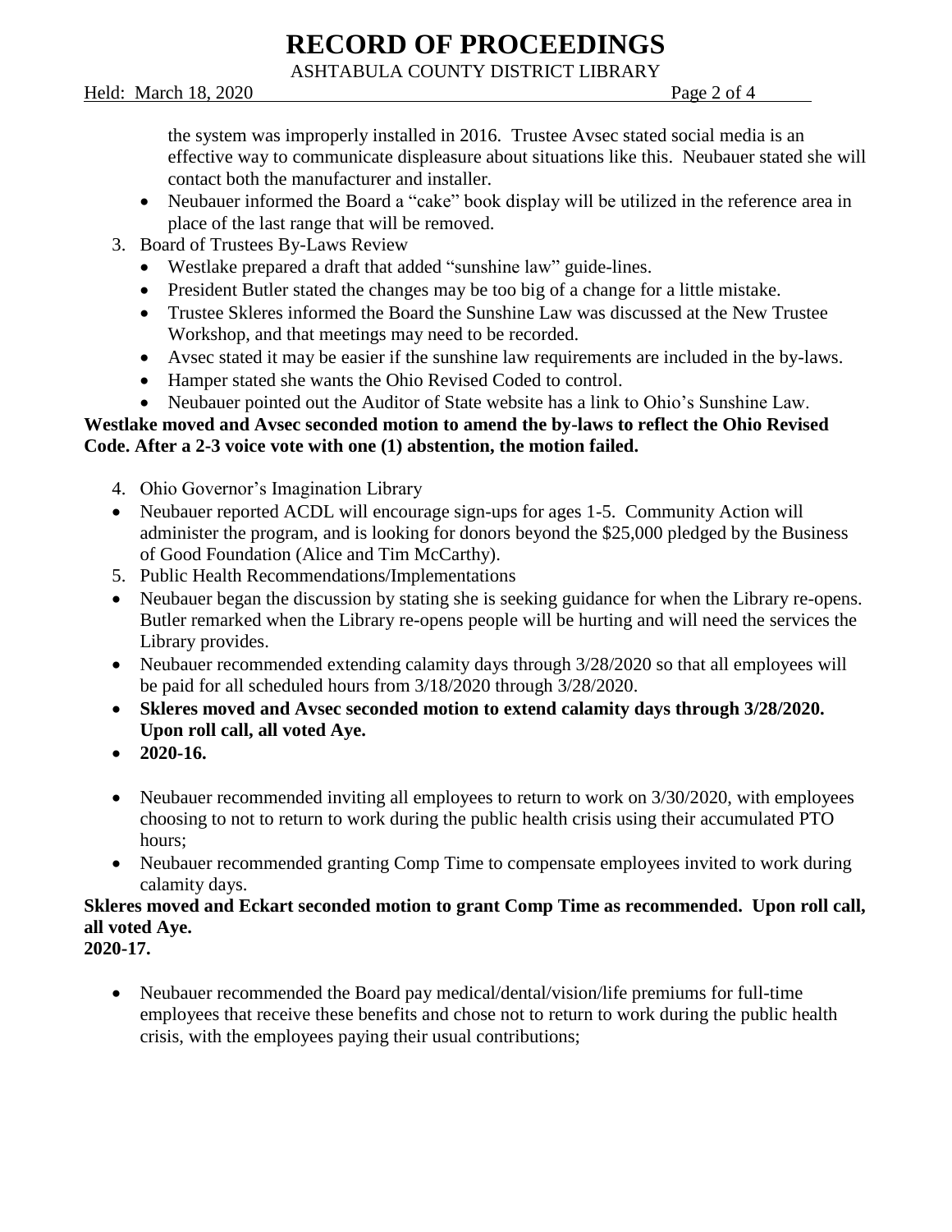the system was improperly installed in 2016. Trustee Avsec stated social media is an effective way to communicate displeasure about situations like this. Neubauer stated she will contact both the manufacturer and installer.

- Neubauer informed the Board a "cake" book display will be utilized in the reference area in place of the last range that will be removed.

3. Board of Trustees By-Laws Review
   - Westlake prepared a draft that added "sunshine law" guide-lines.
   - President Butler stated the changes may be too big of a change for a little mistake.
   - Trustee Skleres informed the Board the Sunshine Law was discussed at the New Trustee Workshop, and that meetings may need to be recorded.
   - Avsec stated it may be easier if the sunshine law requirements are included in the by-laws.
   - Hamper stated she wants the Ohio Revised Coded to control.
   - Neubauer pointed out the Auditor of State website has a link to Ohio's Sunshine Law.

**Westlake moved and Avsec seconded motion to amend the by-laws to reflect the Ohio Revised Code. After a 2-3 voice vote with one (1) abstention, the motion failed.**

4. Ohio Governor's Imagination Library
- Neubauer reported ACDL will encourage sign-ups for ages 1-5. Community Action will administer the program, and is looking for donors beyond the $25,000 pledged by the Business of Good Foundation (Alice and Tim McCarthy).

5. Public Health Recommendations/Implementations
- Neubauer began the discussion by stating she is seeking guidance for when the Library re-opens. Butler remarked when the Library re-opens people will be hurting and will need the services the Library provides.
- Neubauer recommended extending calamity days through 3/28/2020 so that all employees will be paid for all scheduled hours from 3/18/2020 through 3/28/2020.
- **Skleres moved and Avsec seconded motion to extend calamity days through 3/28/2020. Upon roll call, all voted Aye.**
- **2020-16.**

- Neubauer recommended inviting all employees to return to work on 3/30/2020, with employees choosing to not to return to work during the public health crisis using their accumulated PTO hours;
- Neubauer recommended granting Comp Time to compensate employees invited to work during calamity days.

**Skleres moved and Eckart seconded motion to grant Comp Time as recommended. Upon roll call, all voted Aye.**
**2020-17.**

- Neubauer recommended the Board pay medical/dental/vision/life premiums for full-time employees that receive these benefits and chose not to return to work during the public health crisis, with the employees paying their usual contributions;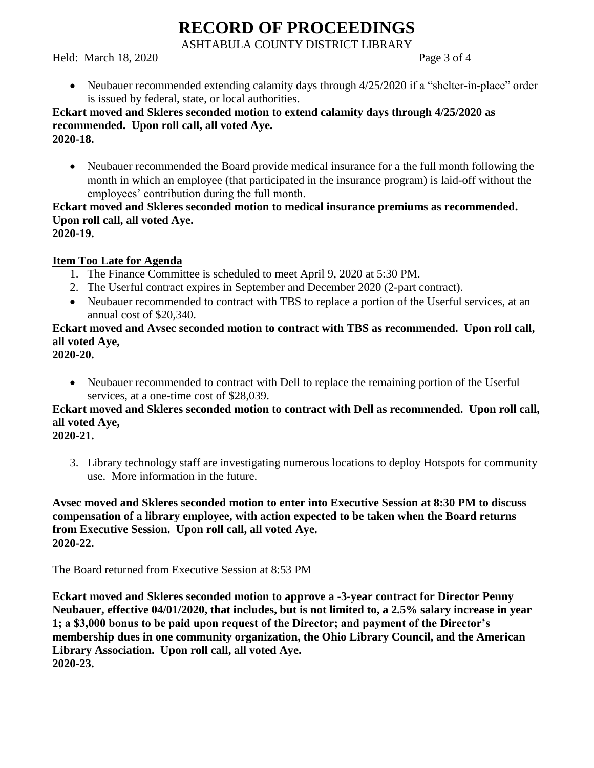- Neubauer recommended extending calamity days through 4/25/2020 if a "shelter-in-place" order is issued by federal, state, or local authorities.

**Eckart moved and Skleres seconded motion to extend calamity days through 4/25/2020 as recommended. Upon roll call, all voted Aye.**
**2020-18.**

- Neubauer recommended the Board provide medical insurance for a the full month following the month in which an employee (that participated in the insurance program) is laid-off without the employees' contribution during the full month.

**Eckart moved and Skleres seconded motion to medical insurance premiums as recommended. Upon roll call, all voted Aye.**
**2020-19.**

**Item Too Late for Agenda**

1. The Finance Committee is scheduled to meet April 9, 2020 at 5:30 PM.
2. The Userful contract expires in September and December 2020 (2-part contract).

- Neubauer recommended to contract with TBS to replace a portion of the Userful services, at an annual cost of $20,340.

**Eckart moved and Avsec seconded motion to contract with TBS as recommended. Upon roll call, all voted Aye,**
**2020-20.**

- Neubauer recommended to contract with Dell to replace the remaining portion of the Userful services, at a one-time cost of $28,039.

**Eckart moved and Skleres seconded motion to contract with Dell as recommended. Upon roll call, all voted Aye,**
**2020-21.**

3. Library technology staff are investigating numerous locations to deploy Hotspots for community use. More information in the future.

**Avsec moved and Skleres seconded motion to enter into Executive Session at 8:30 PM to discuss compensation of a library employee, with action expected to be taken when the Board returns from Executive Session. Upon roll call, all voted Aye.**
**2020-22.**

The Board returned from Executive Session at 8:53 PM

**Eckart moved and Skleres seconded motion to approve a -3-year contract for Director Penny Neubauer, effective 04/01/2020, that includes, but is not limited to, a 2.5% salary increase in year 1; a $3,000 bonus to be paid upon request of the Director; and payment of the Director's membership dues in one community organization, the Ohio Library Council, and the American Library Association. Upon roll call, all voted Aye.**
**2020-23.**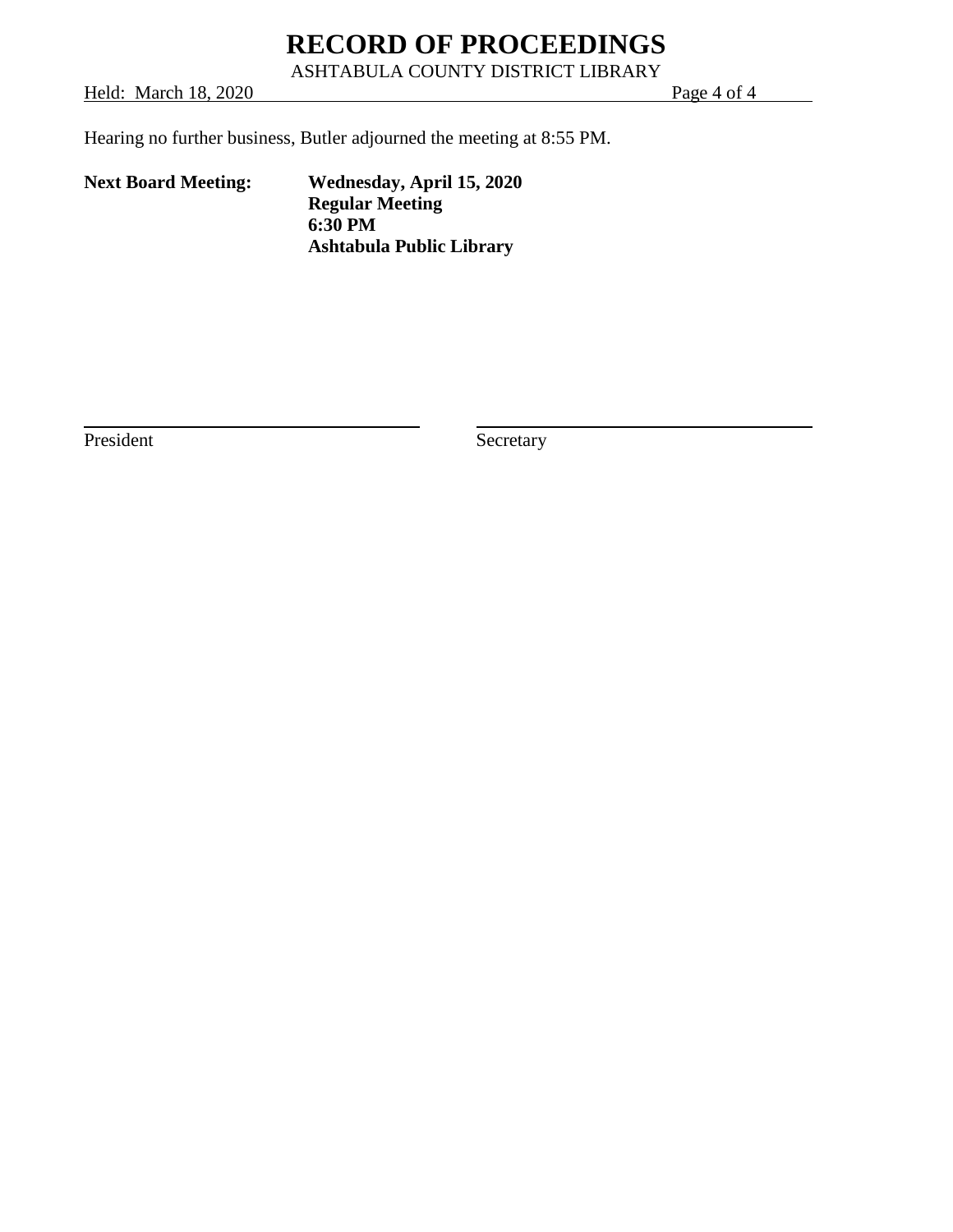Hearing no further business, Butler adjourned the meeting at 8:55 PM.

**Next Board Meeting:** **Wednesday, April 15, 2020**
**Regular Meeting**
**6:30 PM**
**Ashtabula Public Library**

\_\_\_\_\_\_\_\_\_\_\_\_\_\_\_\_\_\_\_\_\_\_\_\_\_\_\_\_\_\_\_\_\_\_\_
President

\_\_\_\_\_\_\_\_\_\_\_\_\_\_\_\_\_\_\_\_\_\_\_\_\_\_\_\_\_\_\_\_\_\_\_
Secretary